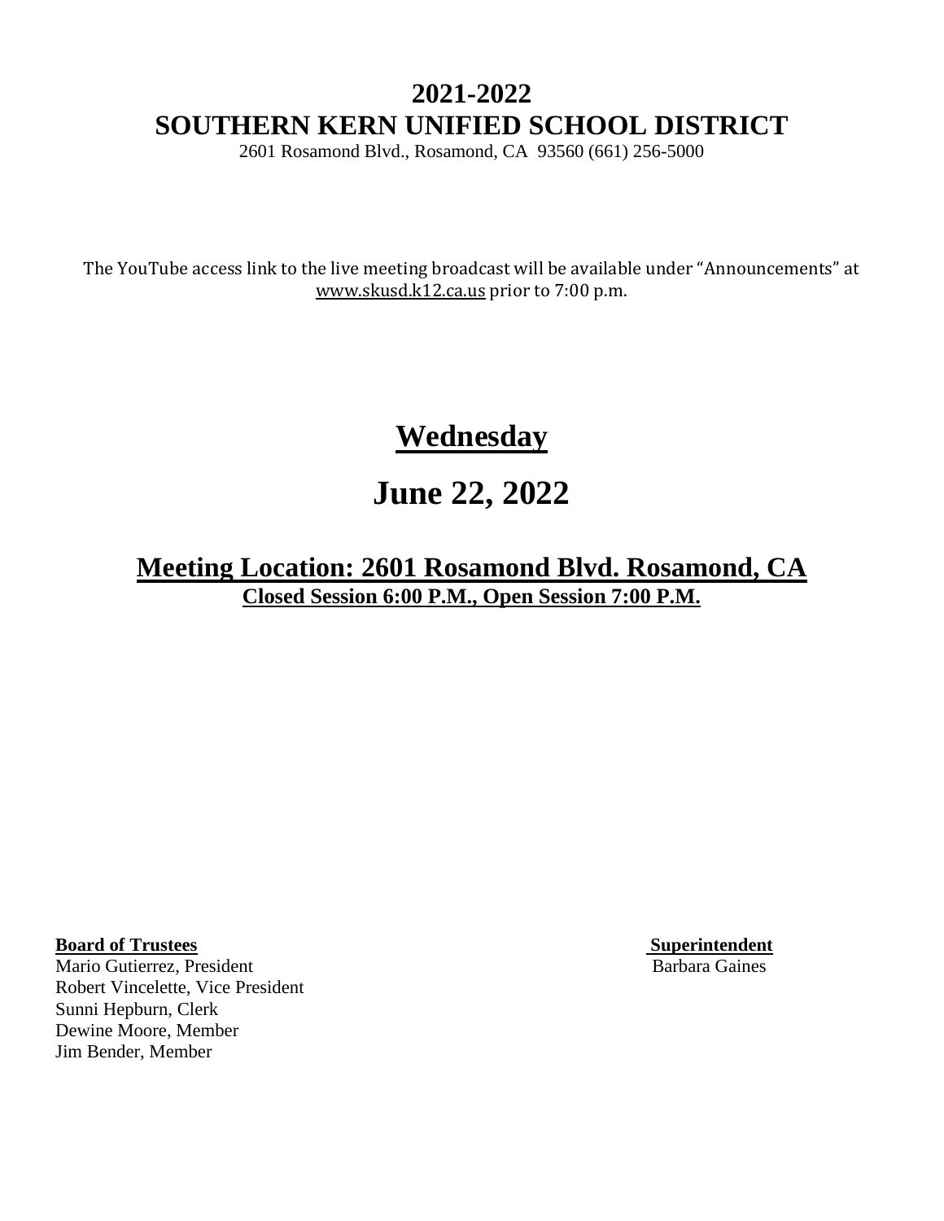# 2021-2022
# SOUTHERN KERN UNIFIED SCHOOL DISTRICT

2601 Rosamond Blvd., Rosamond, CA 93560 (661) 256-5000

The YouTube access link to the live meeting broadcast will be available under "Announcements" at www.skusd.k12.ca.us prior to 7:00 p.m.

## Wednesday

# June 22, 2022

## Meeting Location: 2601 Rosamond Blvd. Rosamond, CA

**Closed Session 6:00 P.M., Open Session 7:00 P.M.**

**Board of Trustees**

Mario Gutierrez, President
Robert Vincelette, Vice President
Sunni Hepburn, Clerk
Dewine Moore, Member
Jim Bender, Member

**Superintendent**

Barbara Gaines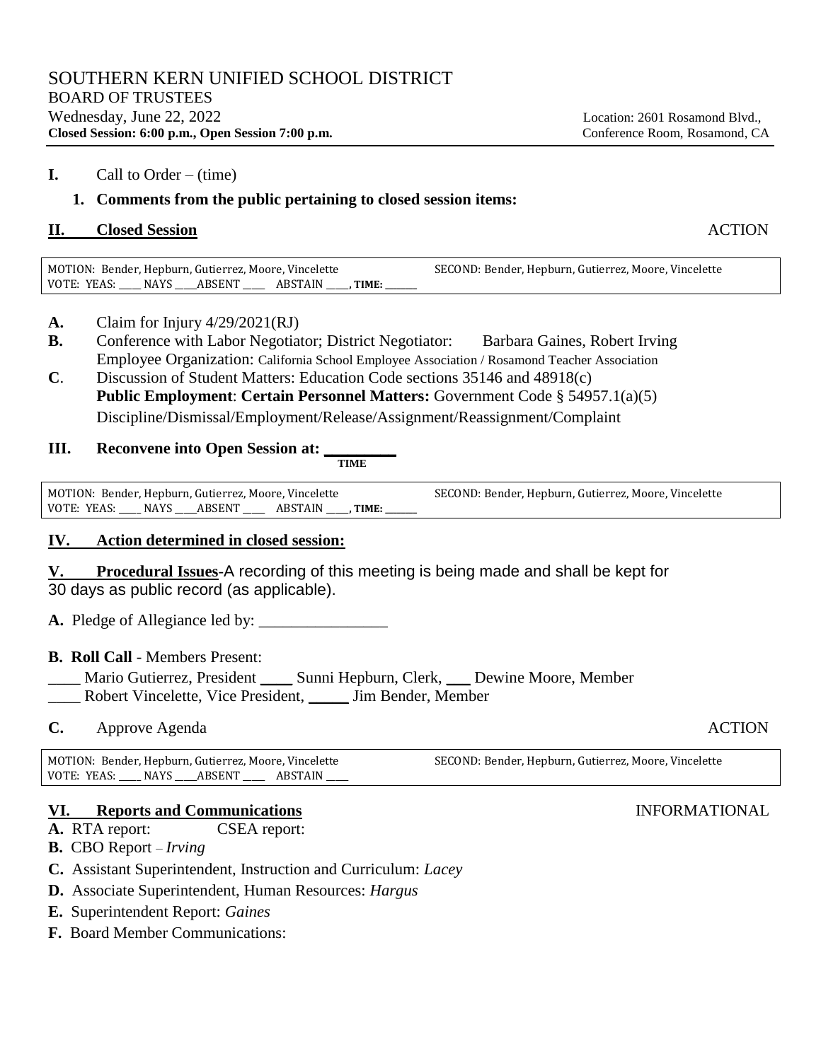SOUTHERN KERN UNIFIED SCHOOL DISTRICT
BOARD OF TRUSTEES
Wednesday, June 22, 2022
**Closed Session: 6:00 p.m., Open Session 7:00 p.m.**

Location: 2601 Rosamond Blvd., Conference Room, Rosamond, CA

**I.** Call to Order – (time)

**1. Comments from the public pertaining to closed session items:**

**II. Closed Session** ACTION

| MOTION: Bender, Hepburn, Gutierrez, Moore, Vincelette | SECOND: Bender, Hepburn, Gutierrez, Moore, Vincelette |
|---|---|
| VOTE: YEAS: ____ NAYS ____ABSENT ____ ABSTAIN ____, **TIME: ______** | |

**A.** Claim for Injury 4/29/2021(RJ)

**B.** Conference with Labor Negotiator; District Negotiator: Barbara Gaines, Robert Irving
Employee Organization: California School Employee Association / Rosamond Teacher Association

**C**. Discussion of Student Matters: Education Code sections 35146 and 48918(c)
**Public Employment**: **Certain Personnel Matters:** Government Code § 54957.1(a)(5)
Discipline/Dismissal/Employment/Release/Assignment/Reassignment/Complaint

**III. Reconvene into Open Session at: ________**
**TIME**

| MOTION: Bender, Hepburn, Gutierrez, Moore, Vincelette | SECOND: Bender, Hepburn, Gutierrez, Moore, Vincelette |
|---|---|
| VOTE: YEAS: ____ NAYS ____ABSENT ____ ABSTAIN ____, **TIME: ______** | |

**IV. Action determined in closed session:**

**V. Procedural Issues**-A recording of this meeting is being made and shall be kept for 30 days as public record (as applicable).

**A.** Pledge of Allegiance led by: _______________

**B. Roll Call** - Members Present:

____ Mario Gutierrez, President ____ Sunni Hepburn, Clerk, ___ Dewine Moore, Member
____ Robert Vincelette, Vice President, _____ Jim Bender, Member

**C.** Approve Agenda ACTION

| MOTION: Bender, Hepburn, Gutierrez, Moore, Vincelette | SECOND: Bender, Hepburn, Gutierrez, Moore, Vincelette |
|---|---|
| VOTE: YEAS: ____ NAYS ____ABSENT ____ ABSTAIN ____ | |

**VI. Reports and Communications** INFORMATIONAL

**A.** RTA report: CSEA report:

**B.** CBO Report – *Irving*

**C.** Assistant Superintendent, Instruction and Curriculum: *Lacey*

**D.** Associate Superintendent, Human Resources: *Hargus*

**E.** Superintendent Report: *Gaines*

**F.** Board Member Communications: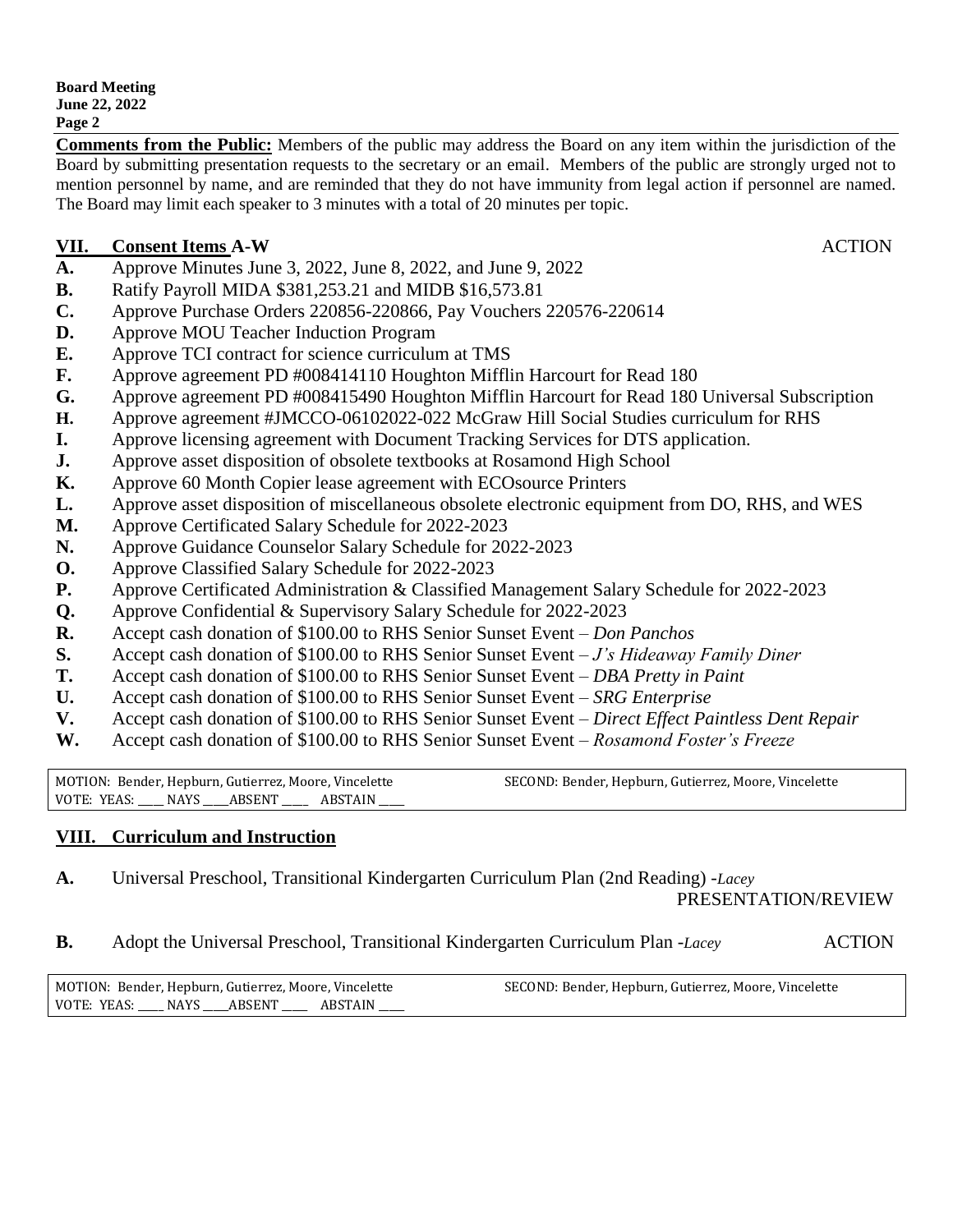**Comments from the Public:** Members of the public may address the Board on any item within the jurisdiction of the Board by submitting presentation requests to the secretary or an email. Members of the public are strongly urged not to mention personnel by name, and are reminded that they do not have immunity from legal action if personnel are named. The Board may limit each speaker to 3 minutes with a total of 20 minutes per topic.

## VII. Consent Items A-W — ACTION

**A.** Approve Minutes June 3, 2022, June 8, 2022, and June 9, 2022
**B.** Ratify Payroll MIDA $381,253.21 and MIDB $16,573.81
**C.** Approve Purchase Orders 220856-220866, Pay Vouchers 220576-220614
**D.** Approve MOU Teacher Induction Program
**E.** Approve TCI contract for science curriculum at TMS
**F.** Approve agreement PD #008414110 Houghton Mifflin Harcourt for Read 180
**G.** Approve agreement PD #008415490 Houghton Mifflin Harcourt for Read 180 Universal Subscription
**H.** Approve agreement #JMCCO-06102022-022 McGraw Hill Social Studies curriculum for RHS
**I.** Approve licensing agreement with Document Tracking Services for DTS application.
**J.** Approve asset disposition of obsolete textbooks at Rosamond High School
**K.** Approve 60 Month Copier lease agreement with ECOsource Printers
**L.** Approve asset disposition of miscellaneous obsolete electronic equipment from DO, RHS, and WES
**M.** Approve Certificated Salary Schedule for 2022-2023
**N.** Approve Guidance Counselor Salary Schedule for 2022-2023
**O.** Approve Classified Salary Schedule for 2022-2023
**P.** Approve Certificated Administration & Classified Management Salary Schedule for 2022-2023
**Q.** Approve Confidential & Supervisory Salary Schedule for 2022-2023
**R.** Accept cash donation of $100.00 to RHS Senior Sunset Event – *Don Panchos*
**S.** Accept cash donation of $100.00 to RHS Senior Sunset Event – *J's Hideaway Family Diner*
**T.** Accept cash donation of $100.00 to RHS Senior Sunset Event – *DBA Pretty in Paint*
**U.** Accept cash donation of $100.00 to RHS Senior Sunset Event – *SRG Enterprise*
**V.** Accept cash donation of $100.00 to RHS Senior Sunset Event – *Direct Effect Paintless Dent Repair*
**W.** Accept cash donation of $100.00 to RHS Senior Sunset Event – *Rosamond Foster's Freeze*

| MOTION: Bender, Hepburn, Gutierrez, Moore, Vincelette | SECOND: Bender, Hepburn, Gutierrez, Moore, Vincelette |
|---|---|
| VOTE: YEAS: ____ NAYS ____ABSENT ____ ABSTAIN ____ | |

## VIII. Curriculum and Instruction

**A.** Universal Preschool, Transitional Kindergarten Curriculum Plan (2nd Reading) -*Lacey* — PRESENTATION/REVIEW

**B.** Adopt the Universal Preschool, Transitional Kindergarten Curriculum Plan -*Lacey* — ACTION

| MOTION: Bender, Hepburn, Gutierrez, Moore, Vincelette | SECOND: Bender, Hepburn, Gutierrez, Moore, Vincelette |
|---|---|
| VOTE: YEAS: ____ NAYS ____ABSENT ____ ABSTAIN ____ | |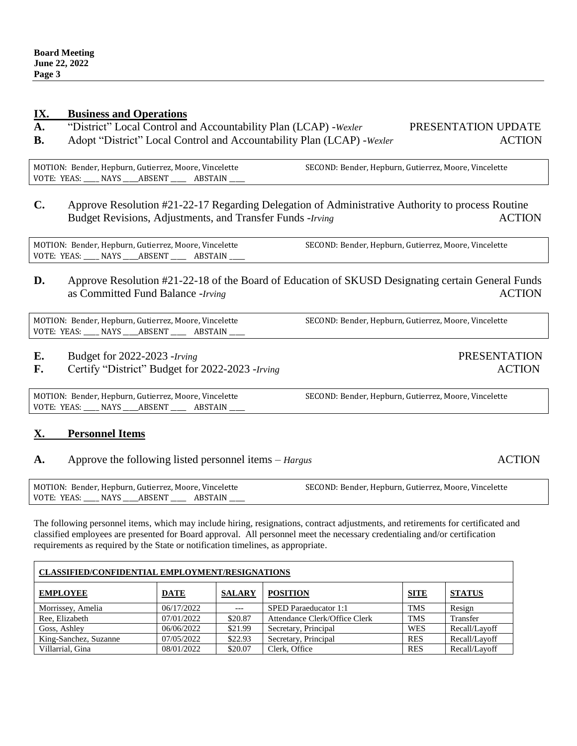## IX. Business and Operations

**A.** "District" Local Control and Accountability Plan (LCAP) -*Wexler* PRESENTATION UPDATE

**B.** Adopt "District" Local Control and Accountability Plan (LCAP) -*Wexler* ACTION

MOTION: Bender, Hepburn, Gutierrez, Moore, Vincelette SECOND: Bender, Hepburn, Gutierrez, Moore, Vincelette
VOTE: YEAS: ____ NAYS ____ABSENT ____ ABSTAIN ____

**C.** Approve Resolution #21-22-17 Regarding Delegation of Administrative Authority to process Routine Budget Revisions, Adjustments, and Transfer Funds -*Irving* ACTION

MOTION: Bender, Hepburn, Gutierrez, Moore, Vincelette SECOND: Bender, Hepburn, Gutierrez, Moore, Vincelette
VOTE: YEAS: ____ NAYS ____ABSENT ____ ABSTAIN ____

**D.** Approve Resolution #21-22-18 of the Board of Education of SKUSD Designating certain General Funds as Committed Fund Balance -*Irving* ACTION

MOTION: Bender, Hepburn, Gutierrez, Moore, Vincelette SECOND: Bender, Hepburn, Gutierrez, Moore, Vincelette
VOTE: YEAS: ____ NAYS ____ABSENT ____ ABSTAIN ____

**E.** Budget for 2022-2023 -*Irving* PRESENTATION

**F.** Certify "District" Budget for 2022-2023 -*Irving* ACTION

MOTION: Bender, Hepburn, Gutierrez, Moore, Vincelette SECOND: Bender, Hepburn, Gutierrez, Moore, Vincelette
VOTE: YEAS: ____ NAYS ____ABSENT ____ ABSTAIN ____

## X. Personnel Items

**A.** Approve the following listed personnel items – *Hargus* ACTION

MOTION: Bender, Hepburn, Gutierrez, Moore, Vincelette SECOND: Bender, Hepburn, Gutierrez, Moore, Vincelette
VOTE: YEAS: ____ NAYS ____ABSENT ____ ABSTAIN ____

The following personnel items, which may include hiring, resignations, contract adjustments, and retirements for certificated and classified employees are presented for Board approval. All personnel meet the necessary credentialing and/or certification requirements as required by the State or notification timelines, as appropriate.

| **CLASSIFIED/CONFIDENTIAL EMPLOYMENT/RESIGNATIONS** | | | | | |
|---|---|---|---|---|---|
| **EMPLOYEE** | **DATE** | **SALARY** | **POSITION** | **SITE** | **STATUS** |
| Morrissey, Amelia | 06/17/2022 | --- | SPED Paraeducator 1:1 | TMS | Resign |
| Ree, Elizabeth | 07/01/2022 | $20.87 | Attendance Clerk/Office Clerk | TMS | Transfer |
| Goss, Ashley | 06/06/2022 | $21.99 | Secretary, Principal | WES | Recall/Layoff |
| King-Sanchez, Suzanne | 07/05/2022 | $22.93 | Secretary, Principal | RES | Recall/Layoff |
| Villarrial, Gina | 08/01/2022 | $20.07 | Clerk, Office | RES | Recall/Layoff |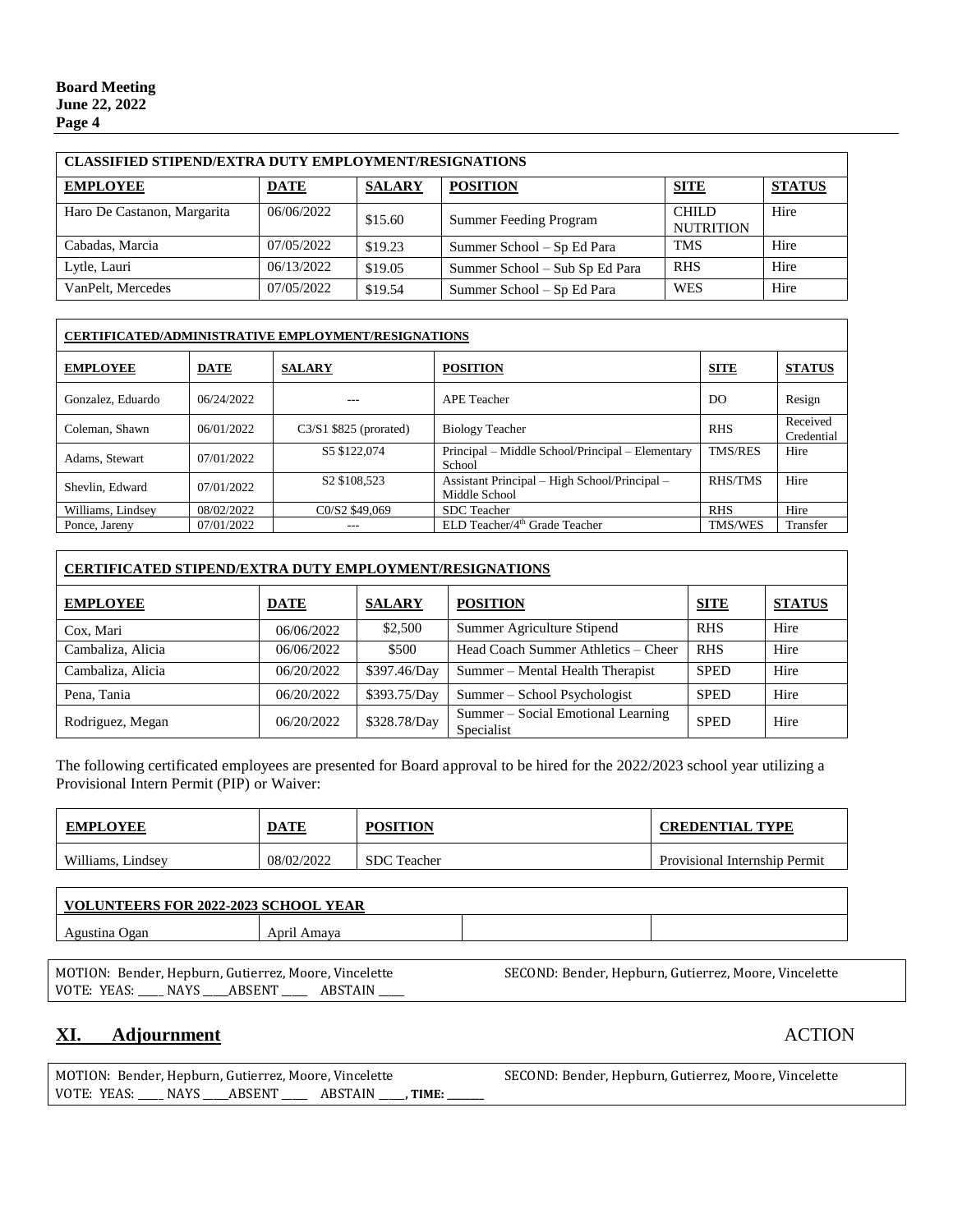| CLASSIFIED STIPEND/EXTRA DUTY EMPLOYMENT/RESIGNATIONS | | | | | |
|---|---|---|---|---|---|
| **EMPLOYEE** | **DATE** | **SALARY** | **POSITION** | **SITE** | **STATUS** |
| Haro De Castanon, Margarita | 06/06/2022 | $15.60 | Summer Feeding Program | CHILD NUTRITION | Hire |
| Cabadas, Marcia | 07/05/2022 | $19.23 | Summer School – Sp Ed Para | TMS | Hire |
| Lytle, Lauri | 06/13/2022 | $19.05 | Summer School – Sub Sp Ed Para | RHS | Hire |
| VanPelt, Mercedes | 07/05/2022 | $19.54 | Summer School – Sp Ed Para | WES | Hire |

| CERTIFICATED/ADMINISTRATIVE EMPLOYMENT/RESIGNATIONS | | | | | |
|---|---|---|---|---|---|
| **EMPLOYEE** | **DATE** | **SALARY** | **POSITION** | **SITE** | **STATUS** |
| Gonzalez, Eduardo | 06/24/2022 | --- | APE Teacher | DO | Resign |
| Coleman, Shawn | 06/01/2022 | C3/S1 $825 (prorated) | Biology Teacher | RHS | Received Credential |
| Adams, Stewart | 07/01/2022 | S5 $122,074 | Principal – Middle School/Principal – Elementary School | TMS/RES | Hire |
| Shevlin, Edward | 07/01/2022 | S2 $108,523 | Assistant Principal – High School/Principal – Middle School | RHS/TMS | Hire |
| Williams, Lindsey | 08/02/2022 | C0/S2 $49,069 | SDC Teacher | RHS | Hire |
| Ponce, Jareny | 07/01/2022 | --- | ELD Teacher/4th Grade Teacher | TMS/WES | Transfer |

| CERTIFICATED STIPEND/EXTRA DUTY EMPLOYMENT/RESIGNATIONS | | | | | |
|---|---|---|---|---|---|
| **EMPLOYEE** | **DATE** | **SALARY** | **POSITION** | **SITE** | **STATUS** |
| Cox, Mari | 06/06/2022 | $2,500 | Summer Agriculture Stipend | RHS | Hire |
| Cambaliza, Alicia | 06/06/2022 | $500 | Head Coach Summer Athletics – Cheer | RHS | Hire |
| Cambaliza, Alicia | 06/20/2022 | $397.46/Day | Summer – Mental Health Therapist | SPED | Hire |
| Pena, Tania | 06/20/2022 | $393.75/Day | Summer – School Psychologist | SPED | Hire |
| Rodriguez, Megan | 06/20/2022 | $328.78/Day | Summer – Social Emotional Learning Specialist | SPED | Hire |

The following certificated employees are presented for Board approval to be hired for the 2022/2023 school year utilizing a Provisional Intern Permit (PIP) or Waiver:

| EMPLOYEE | DATE | POSITION | CREDENTIAL TYPE |
|---|---|---|---|
| Williams, Lindsey | 08/02/2022 | SDC Teacher | Provisional Internship Permit |

| VOLUNTEERS FOR 2022-2023 SCHOOL YEAR | | | |
|---|---|---|---|
| Agustina Ogan | April Amaya | | |

MOTION: Bender, Hepburn, Gutierrez, Moore, Vincelette SECOND: Bender, Hepburn, Gutierrez, Moore, Vincelette
VOTE: YEAS: ____ NAYS ____ABSENT ____ ABSTAIN ____

## XI. Adjournment — ACTION

MOTION: Bender, Hepburn, Gutierrez, Moore, Vincelette SECOND: Bender, Hepburn, Gutierrez, Moore, Vincelette
VOTE: YEAS: ____ NAYS ____ABSENT ____ ABSTAIN ____, **TIME: _______**